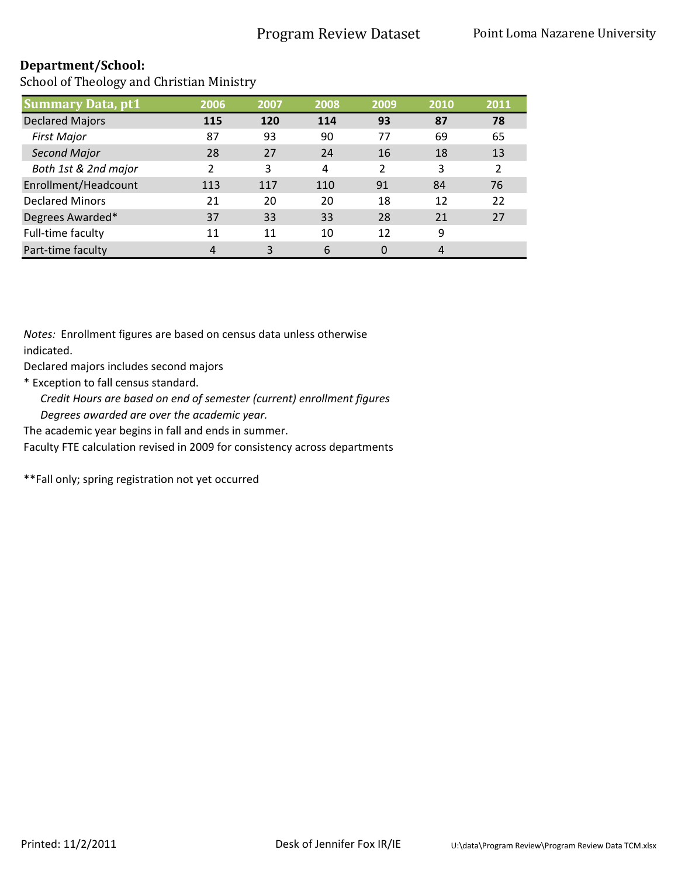## Department/School:

School of Theology and Christian Ministry

| Summary Data, pt1 | 2006 | 2007 | 2008 | 2009 | 2010 | 2011 |
|---|---|---|---|---|---|---|
| Declared Majors | **115** | **120** | **114** | **93** | **87** | **78** |
| *First Major* | 87 | 93 | 90 | 77 | 69 | 65 |
| *Second Major* | 28 | 27 | 24 | 16 | 18 | 13 |
| *Both 1st & 2nd major* | 2 | 3 | 4 | 2 | 3 | 2 |
| Enrollment/Headcount | 113 | 117 | 110 | 91 | 84 | 76 |
| Declared Minors | 21 | 20 | 20 | 18 | 12 | 22 |
| Degrees Awarded* | 37 | 33 | 33 | 28 | 21 | 27 |
| Full-time faculty | 11 | 11 | 10 | 12 | 9 | |
| Part-time faculty | 4 | 3 | 6 | 0 | 4 | |

*Notes:* Enrollment figures are based on census data unless otherwise indicated.

Declared majors includes second majors

* Exception to fall census standard.

*Credit Hours are based on end of semester (current) enrollment figures*

*Degrees awarded are over the academic year.*

The academic year begins in fall and ends in summer.

Faculty FTE calculation revised in 2009 for consistency across departments

**Fall only; spring registration not yet occurred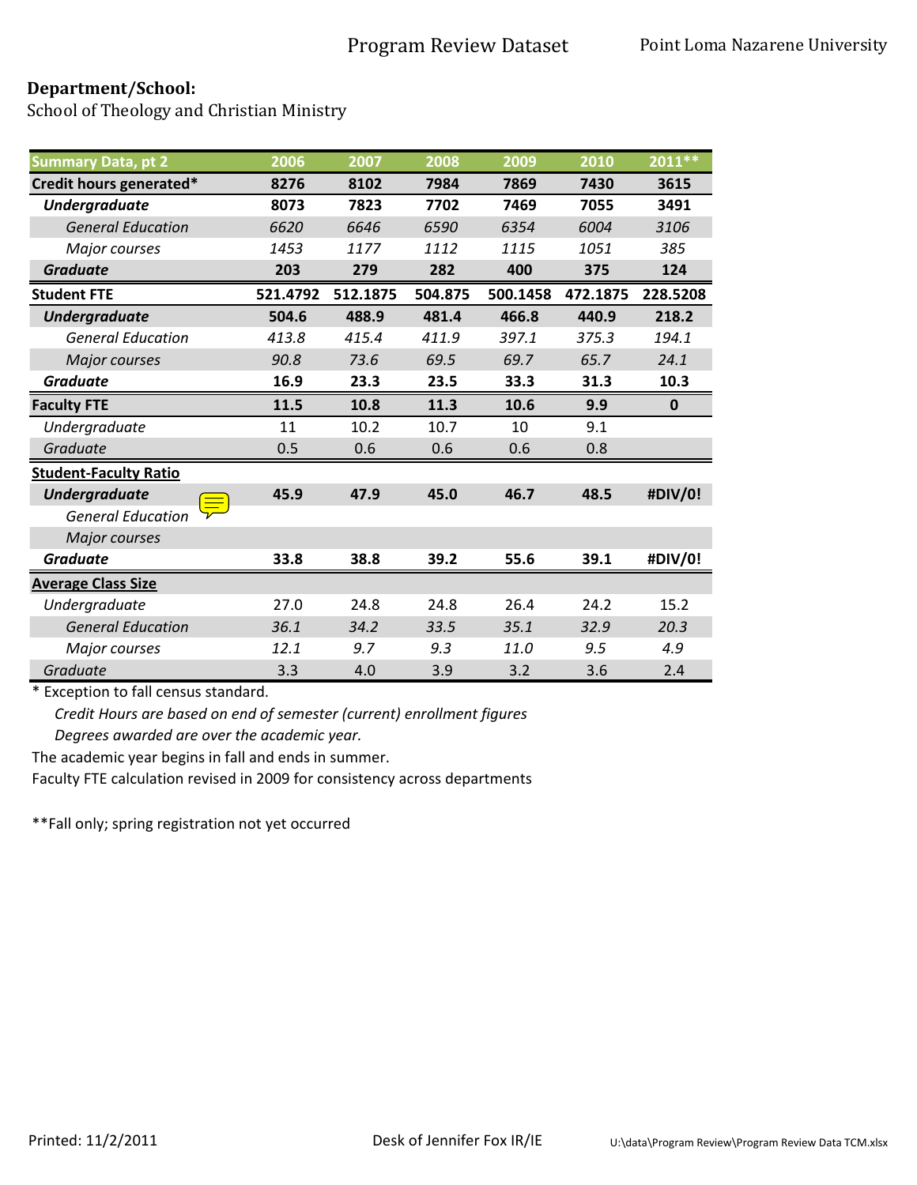**Department/School:**
School of Theology and Christian Ministry

| Summary Data, pt 2 | 2006 | 2007 | 2008 | 2009 | 2010 | 2011** |
|---|---|---|---|---|---|---|
| **Credit hours generated*** | **8276** | **8102** | **7984** | **7869** | **7430** | **3615** |
| ***Undergraduate*** | **8073** | **7823** | **7702** | **7469** | **7055** | **3491** |
| *General Education* | *6620* | *6646* | *6590* | *6354* | *6004* | *3106* |
| *Major courses* | *1453* | *1177* | *1112* | *1115* | *1051* | *385* |
| ***Graduate*** | **203** | **279** | **282** | **400** | **375** | **124** |
| **Student FTE** | **521.4792** | **512.1875** | **504.875** | **500.1458** | **472.1875** | **228.5208** |
| ***Undergraduate*** | **504.6** | **488.9** | **481.4** | **466.8** | **440.9** | **218.2** |
| *General Education* | *413.8* | *415.4* | *411.9* | *397.1* | *375.3* | *194.1* |
| *Major courses* | *90.8* | *73.6* | *69.5* | *69.7* | *65.7* | *24.1* |
| ***Graduate*** | **16.9** | **23.3** | **23.5** | **33.3** | **31.3** | **10.3** |
| **Faculty FTE** | **11.5** | **10.8** | **11.3** | **10.6** | **9.9** | **0** |
| *Undergraduate* | 11 | 10.2 | 10.7 | 10 | 9.1 | |
| *Graduate* | 0.5 | 0.6 | 0.6 | 0.6 | 0.8 | |
| **Student-Faculty Ratio** | | | | | | |
| ***Undergraduate*** | **45.9** | **47.9** | **45.0** | **46.7** | **48.5** | **#DIV/0!** |
| *General Education* | | | | | | |
| *Major courses* | | | | | | |
| ***Graduate*** | **33.8** | **38.8** | **39.2** | **55.6** | **39.1** | **#DIV/0!** |
| **Average Class Size** | | | | | | |
| *Undergraduate* | 27.0 | 24.8 | 24.8 | 26.4 | 24.2 | 15.2 |
| *General Education* | *36.1* | *34.2* | *33.5* | *35.1* | *32.9* | *20.3* |
| *Major courses* | *12.1* | *9.7* | *9.3* | *11.0* | *9.5* | *4.9* |
| *Graduate* | 3.3 | 4.0 | 3.9 | 3.2 | 3.6 | 2.4 |

\* Exception to fall census standard.

*Credit Hours are based on end of semester (current) enrollment figures*

*Degrees awarded are over the academic year.*

The academic year begins in fall and ends in summer.

Faculty FTE calculation revised in 2009 for consistency across departments

**Fall only; spring registration not yet occurred

Printed: 11/2/2011 Desk of Jennifer Fox IR/IE U:\data\Program Review\Program Review Data TCM.xlsx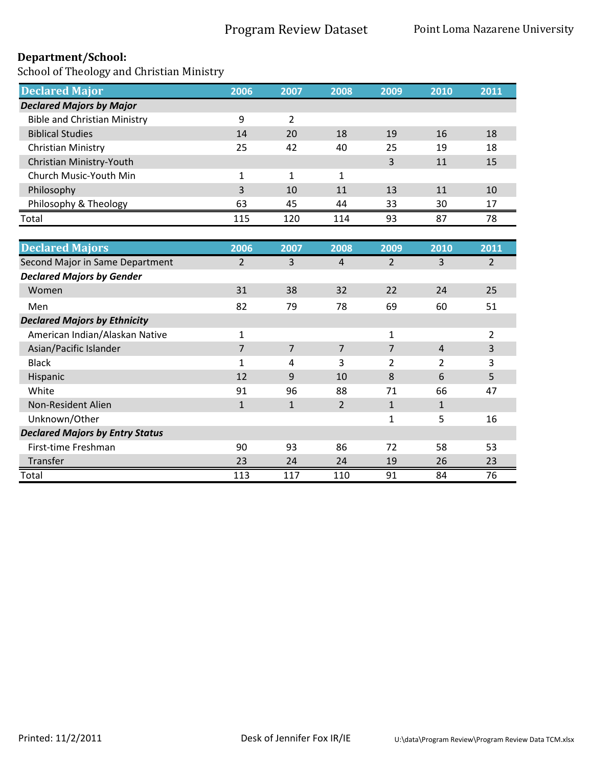**Department/School:**

School of Theology and Christian Ministry

| Declared Major | 2006 | 2007 | 2008 | 2009 | 2010 | 2011 |
|---|---|---|---|---|---|---|
| ***Declared Majors by Major*** | | | | | | |
| Bible and Christian Ministry | 9 | 2 | | | | |
| Biblical Studies | 14 | 20 | 18 | 19 | 16 | 18 |
| Christian Ministry | 25 | 42 | 40 | 25 | 19 | 18 |
| Christian Ministry-Youth | | | | 3 | 11 | 15 |
| Church Music-Youth Min | 1 | 1 | 1 | | | |
| Philosophy | 3 | 10 | 11 | 13 | 11 | 10 |
| Philosophy & Theology | 63 | 45 | 44 | 33 | 30 | 17 |
| Total | 115 | 120 | 114 | 93 | 87 | 78 |

| Declared Majors | 2006 | 2007 | 2008 | 2009 | 2010 | 2011 |
|---|---|---|---|---|---|---|
| Second Major in Same Department | 2 | 3 | 4 | 2 | 3 | 2 |
| ***Declared Majors by Gender*** | | | | | | |
| Women | 31 | 38 | 32 | 22 | 24 | 25 |
| Men | 82 | 79 | 78 | 69 | 60 | 51 |
| ***Declared Majors by Ethnicity*** | | | | | | |
| American Indian/Alaskan Native | 1 | | | 1 | | 2 |
| Asian/Pacific Islander | 7 | 7 | 7 | 7 | 4 | 3 |
| Black | 1 | 4 | 3 | 2 | 2 | 3 |
| Hispanic | 12 | 9 | 10 | 8 | 6 | 5 |
| White | 91 | 96 | 88 | 71 | 66 | 47 |
| Non-Resident Alien | 1 | 1 | 2 | 1 | 1 | |
| Unknown/Other | | | | 1 | 5 | 16 |
| ***Declared Majors by Entry Status*** | | | | | | |
| First-time Freshman | 90 | 93 | 86 | 72 | 58 | 53 |
| Transfer | 23 | 24 | 24 | 19 | 26 | 23 |
| Total | 113 | 117 | 110 | 91 | 84 | 76 |

Printed: 11/2/2011 Desk of Jennifer Fox IR/IE U:\data\Program Review\Program Review Data TCM.xlsx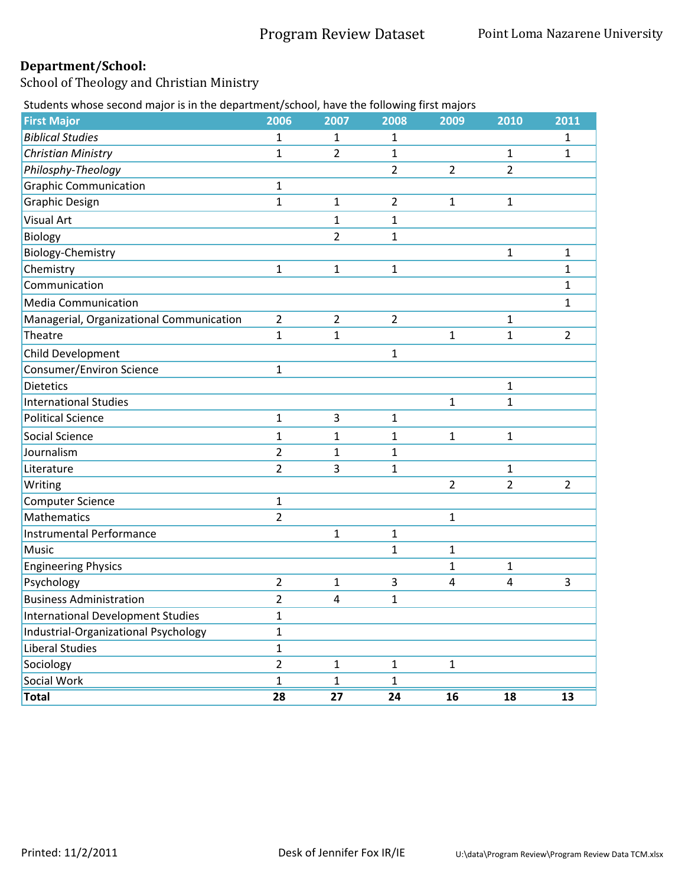# Program Review Dataset

Point Loma Nazarene University

**Department/School:**

School of Theology and Christian Ministry

Students whose second major is in the department/school, have the following first majors

| First Major | 2006 | 2007 | 2008 | 2009 | 2010 | 2011 |
|---|---|---|---|---|---|---|
| *Biblical Studies* | 1 | 1 | 1 | | | 1 |
| *Christian Ministry* | 1 | 2 | 1 | | 1 | 1 |
| *Philosphy-Theology* | | | 2 | 2 | 2 | |
| Graphic Communication | 1 | | | | | |
| Graphic Design | 1 | 1 | 2 | 1 | 1 | |
| Visual Art | | 1 | 1 | | | |
| Biology | | 2 | 1 | | | |
| Biology-Chemistry | | | | | 1 | 1 |
| Chemistry | 1 | 1 | 1 | | | 1 |
| Communication | | | | | | 1 |
| Media Communication | | | | | | 1 |
| Managerial, Organizational Communication | 2 | 2 | 2 | | 1 | |
| Theatre | 1 | 1 | | 1 | 1 | 2 |
| Child Development | | | 1 | | | |
| Consumer/Environ Science | 1 | | | | | |
| Dietetics | | | | | 1 | |
| International Studies | | | | 1 | 1 | |
| Political Science | 1 | 3 | 1 | | | |
| Social Science | 1 | 1 | 1 | 1 | 1 | |
| Journalism | 2 | 1 | 1 | | | |
| Literature | 2 | 3 | 1 | | 1 | |
| Writing | | | | 2 | 2 | 2 |
| Computer Science | 1 | | | | | |
| Mathematics | 2 | | | 1 | | |
| Instrumental Performance | | 1 | 1 | | | |
| Music | | | 1 | 1 | | |
| Engineering Physics | | | | 1 | 1 | |
| Psychology | 2 | 1 | 3 | 4 | 4 | 3 |
| Business Administration | 2 | 4 | 1 | | | |
| International Development Studies | 1 | | | | | |
| Industrial-Organizational Psychology | 1 | | | | | |
| Liberal Studies | 1 | | | | | |
| Sociology | 2 | 1 | 1 | 1 | | |
| Social Work | 1 | 1 | 1 | | | |
| **Total** | **28** | **27** | **24** | **16** | **18** | **13** |

Printed: 11/2/2011 Desk of Jennifer Fox IR/IE U:\data\Program Review\Program Review Data TCM.xlsx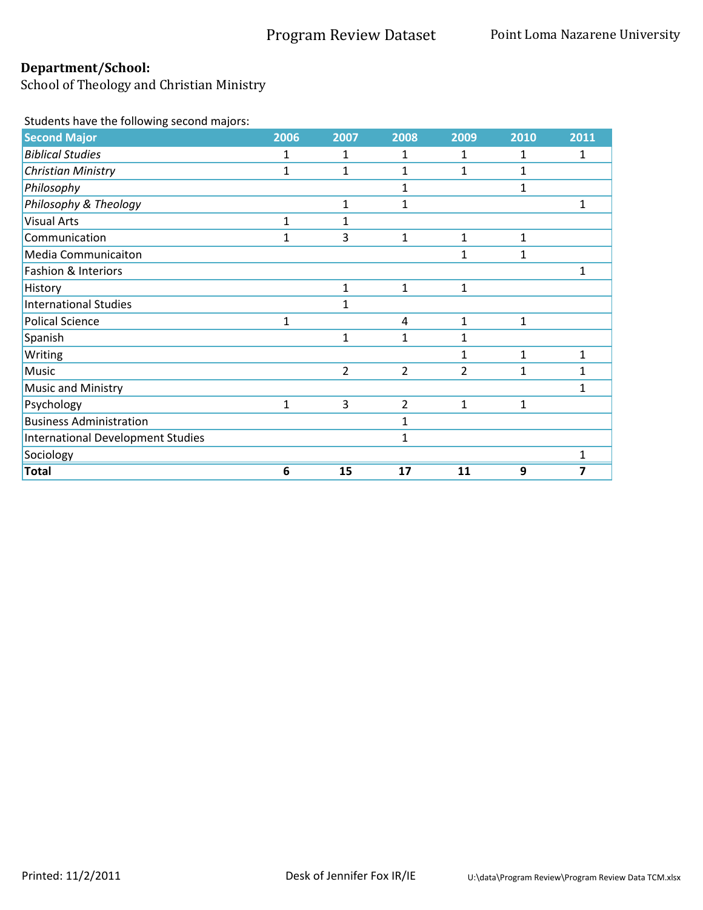Program Review Dataset Point Loma Nazarene University

**Department/School:**

School of Theology and Christian Ministry

Students have the following second majors:

| Second Major | 2006 | 2007 | 2008 | 2009 | 2010 | 2011 |
|---|---|---|---|---|---|---|
| *Biblical Studies* | 1 | 1 | 1 | 1 | 1 | 1 |
| *Christian Ministry* | 1 | 1 | 1 | 1 | 1 | |
| *Philosophy* | | | 1 | | 1 | |
| *Philosophy & Theology* | | 1 | 1 | | | 1 |
| Visual Arts | 1 | 1 | | | | |
| Communication | 1 | 3 | 1 | 1 | 1 | |
| Media Communicaiton | | | | 1 | 1 | |
| Fashion & Interiors | | | | | | 1 |
| History | | 1 | 1 | 1 | | |
| International Studies | | 1 | | | | |
| Polical Science | 1 | | 4 | 1 | 1 | |
| Spanish | | 1 | 1 | 1 | | |
| Writing | | | | 1 | 1 | 1 |
| Music | | 2 | 2 | 2 | 1 | 1 |
| Music and Ministry | | | | | | 1 |
| Psychology | 1 | 3 | 2 | 1 | 1 | |
| Business Administration | | | 1 | | | |
| International Development Studies | | | 1 | | | |
| Sociology | | | | | | 1 |
| **Total** | **6** | **15** | **17** | **11** | **9** | **7** |

Printed: 11/2/2011 Desk of Jennifer Fox IR/IE U:\data\Program Review\Program Review Data TCM.xlsx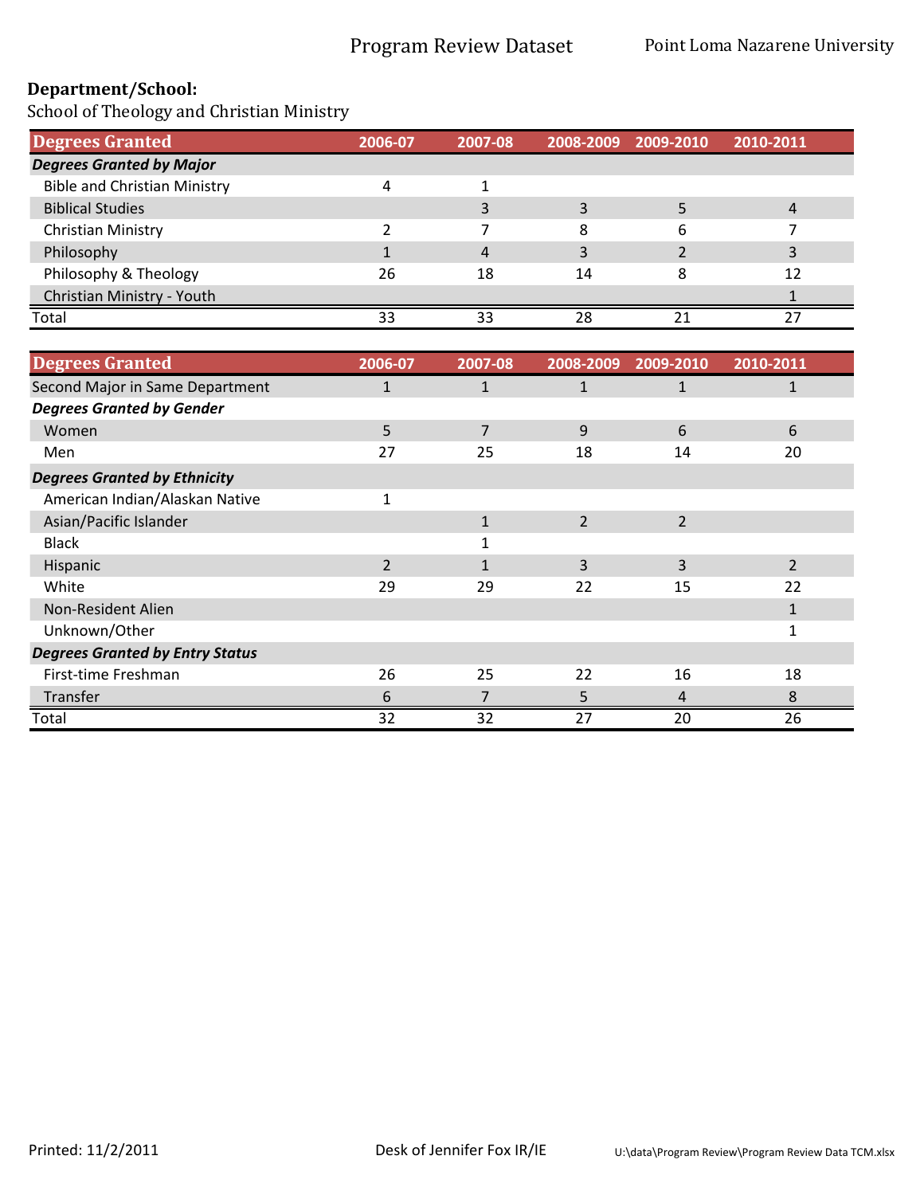Program Review Dataset — Point Loma Nazarene University

**Department/School:**

School of Theology and Christian Ministry

| Degrees Granted | 2006-07 | 2007-08 | 2008-2009 | 2009-2010 | 2010-2011 |
|---|---|---|---|---|---|
| ***Degrees Granted by Major*** | | | | | |
| Bible and Christian Ministry | 4 | 1 | | | |
| Biblical Studies | | 3 | 3 | 5 | 4 |
| Christian Ministry | 2 | 7 | 8 | 6 | 7 |
| Philosophy | 1 | 4 | 3 | 2 | 3 |
| Philosophy & Theology | 26 | 18 | 14 | 8 | 12 |
| Christian Ministry - Youth | | | | | 1 |
| Total | 33 | 33 | 28 | 21 | 27 |

| Degrees Granted | 2006-07 | 2007-08 | 2008-2009 | 2009-2010 | 2010-2011 |
|---|---|---|---|---|---|
| Second Major in Same Department | 1 | 1 | 1 | 1 | 1 |
| ***Degrees Granted by Gender*** | | | | | |
| Women | 5 | 7 | 9 | 6 | 6 |
| Men | 27 | 25 | 18 | 14 | 20 |
| ***Degrees Granted by Ethnicity*** | | | | | |
| American Indian/Alaskan Native | 1 | | | | |
| Asian/Pacific Islander | | 1 | 2 | 2 | |
| Black | | 1 | | | |
| Hispanic | 2 | 1 | 3 | 3 | 2 |
| White | 29 | 29 | 22 | 15 | 22 |
| Non-Resident Alien | | | | | 1 |
| Unknown/Other | | | | | 1 |
| ***Degrees Granted by Entry Status*** | | | | | |
| First-time Freshman | 26 | 25 | 22 | 16 | 18 |
| Transfer | 6 | 7 | 5 | 4 | 8 |
| Total | 32 | 32 | 27 | 20 | 26 |

Printed: 11/2/2011 — Desk of Jennifer Fox IR/IE — U:\data\Program Review\Program Review Data TCM.xlsx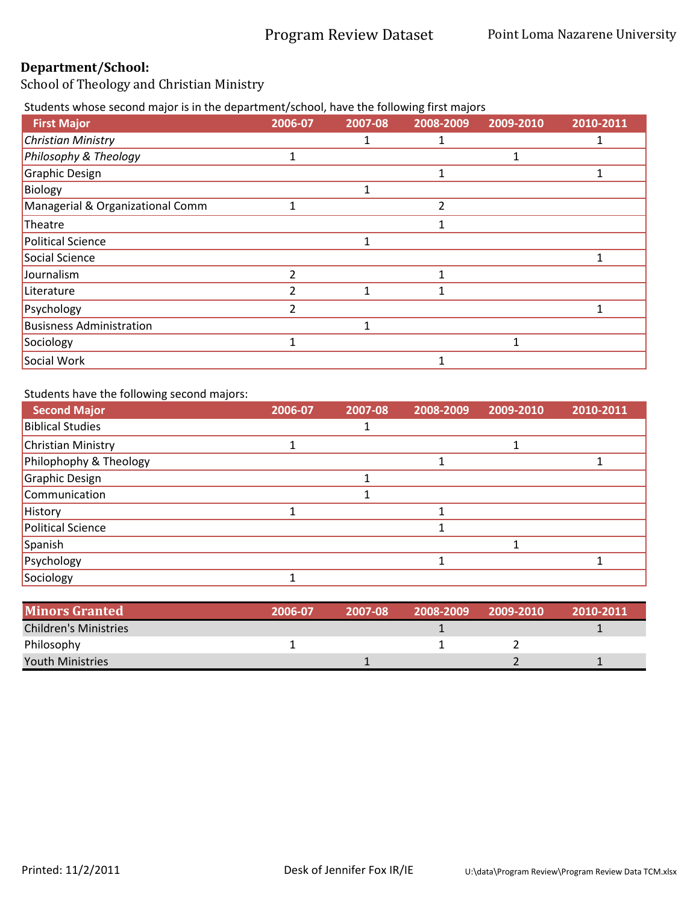Program Review Dataset — Point Loma Nazarene University

**Department/School:**
School of Theology and Christian Ministry

Students whose second major is in the department/school, have the following first majors

| First Major | 2006-07 | 2007-08 | 2008-2009 | 2009-2010 | 2010-2011 |
|---|---|---|---|---|---|
| *Christian Ministry* | | 1 | 1 | | 1 |
| *Philosophy & Theology* | 1 | | | 1 | |
| Graphic Design | | | 1 | | 1 |
| Biology | | 1 | | | |
| Managerial & Organizational Comm | 1 | | 2 | | |
| Theatre | | | 1 | | |
| Political Science | | 1 | | | |
| Social Science | | | | | 1 |
| Journalism | 2 | | 1 | | |
| Literature | 2 | 1 | 1 | | |
| Psychology | 2 | | | | 1 |
| Busisness Administration | | 1 | | | |
| Sociology | 1 | | | 1 | |
| Social Work | | | 1 | | |

Students have the following second majors:

| Second Major | 2006-07 | 2007-08 | 2008-2009 | 2009-2010 | 2010-2011 |
|---|---|---|---|---|---|
| Biblical Studies | | 1 | | | |
| Christian Ministry | 1 | | | 1 | |
| Philophophy & Theology | | | 1 | | 1 |
| Graphic Design | | 1 | | | |
| Communication | | 1 | | | |
| History | 1 | | 1 | | |
| Political Science | | | 1 | | |
| Spanish | | | | 1 | |
| Psychology | | | 1 | | 1 |
| Sociology | 1 | | | | |

| Minors Granted | 2006-07 | 2007-08 | 2008-2009 | 2009-2010 | 2010-2011 |
|---|---|---|---|---|---|
| Children's Ministries | | | 1 | | 1 |
| Philosophy | 1 | | 1 | 2 | |
| Youth Ministries | | 1 | | 2 | 1 |

Printed: 11/2/2011 — Desk of Jennifer Fox IR/IE — U:\data\Program Review\Program Review Data TCM.xlsx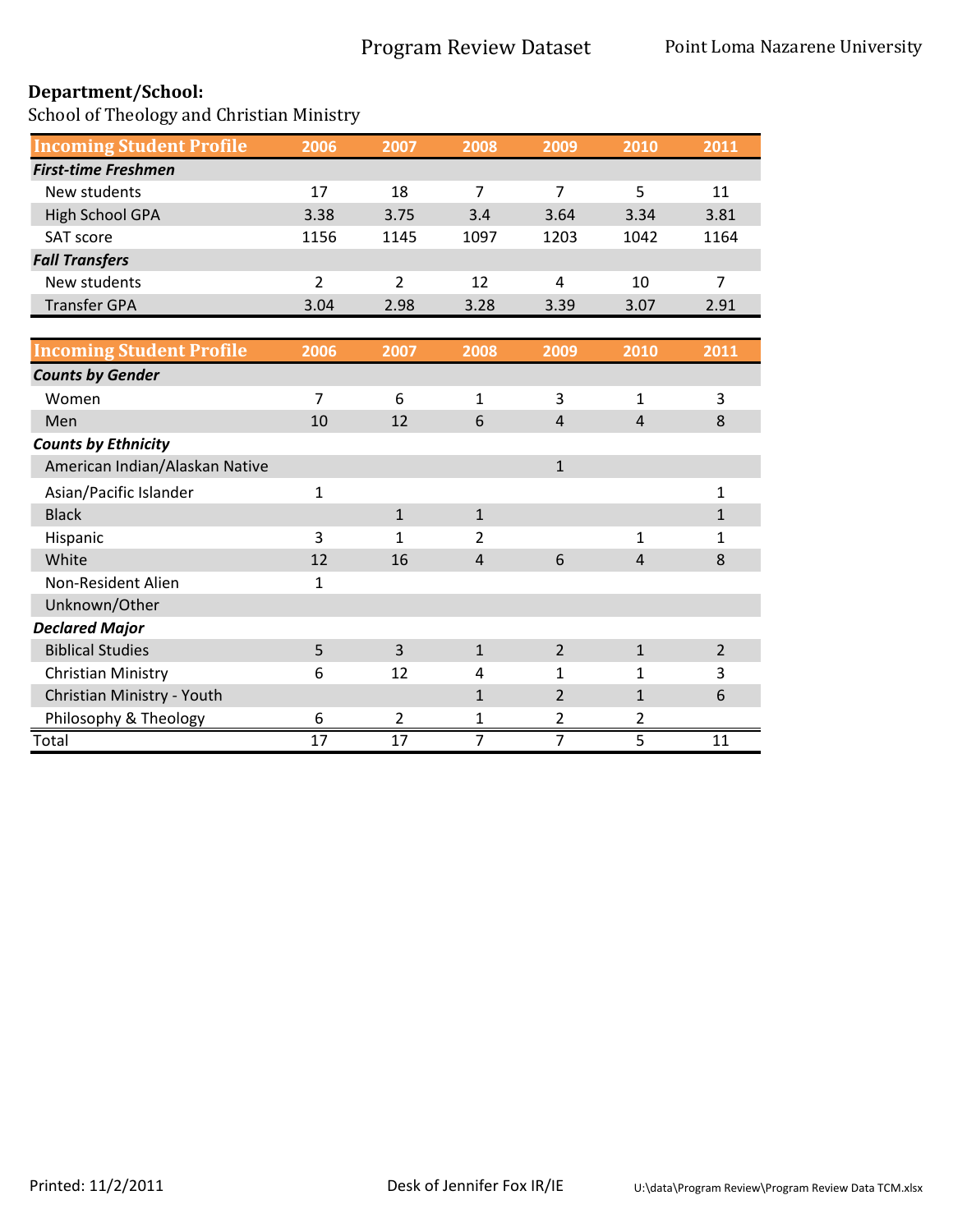Program Review Dataset — Point Loma Nazarene University

**Department/School:**

School of Theology and Christian Ministry

| Incoming Student Profile | 2006 | 2007 | 2008 | 2009 | 2010 | 2011 |
|---|---|---|---|---|---|---|
| ***First-time Freshmen*** | | | | | | |
| New students | 17 | 18 | 7 | 7 | 5 | 11 |
| High School GPA | 3.38 | 3.75 | 3.4 | 3.64 | 3.34 | 3.81 |
| SAT score | 1156 | 1145 | 1097 | 1203 | 1042 | 1164 |
| ***Fall Transfers*** | | | | | | |
| New students | 2 | 2 | 12 | 4 | 10 | 7 |
| Transfer GPA | 3.04 | 2.98 | 3.28 | 3.39 | 3.07 | 2.91 |

| Incoming Student Profile | 2006 | 2007 | 2008 | 2009 | 2010 | 2011 |
|---|---|---|---|---|---|---|
| ***Counts by Gender*** | | | | | | |
| Women | 7 | 6 | 1 | 3 | 1 | 3 |
| Men | 10 | 12 | 6 | 4 | 4 | 8 |
| ***Counts by Ethnicity*** | | | | | | |
| American Indian/Alaskan Native | | | | 1 | | |
| Asian/Pacific Islander | 1 | | | | | 1 |
| Black | | 1 | 1 | | | 1 |
| Hispanic | 3 | 1 | 2 | | 1 | 1 |
| White | 12 | 16 | 4 | 6 | 4 | 8 |
| Non-Resident Alien | 1 | | | | | |
| Unknown/Other | | | | | | |
| ***Declared Major*** | | | | | | |
| Biblical Studies | 5 | 3 | 1 | 2 | 1 | 2 |
| Christian Ministry | 6 | 12 | 4 | 1 | 1 | 3 |
| Christian Ministry - Youth | | | 1 | 2 | 1 | 6 |
| Philosophy & Theology | 6 | 2 | 1 | 2 | 2 | |
| Total | 17 | 17 | 7 | 7 | 5 | 11 |

Printed: 11/2/2011 — Desk of Jennifer Fox IR/IE — U:\data\Program Review\Program Review Data TCM.xlsx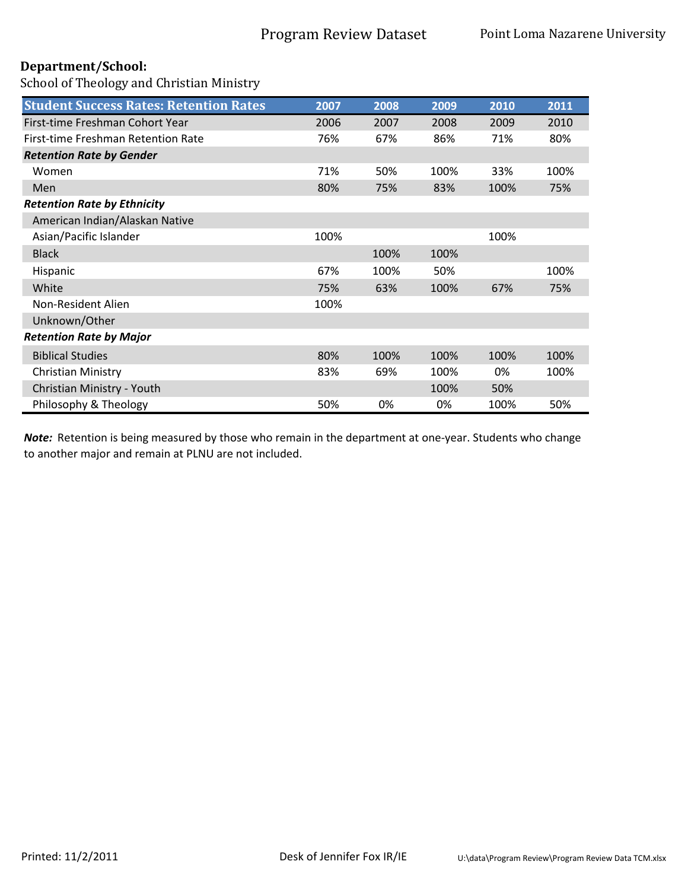**Department/School:**

School of Theology and Christian Ministry

| Student Success Rates: Retention Rates | 2007 | 2008 | 2009 | 2010 | 2011 |
|---|---|---|---|---|---|
| First-time Freshman Cohort Year | 2006 | 2007 | 2008 | 2009 | 2010 |
| First-time Freshman Retention Rate | 76% | 67% | 86% | 71% | 80% |
| ***Retention Rate by Gender*** | | | | | |
| Women | 71% | 50% | 100% | 33% | 100% |
| Men | 80% | 75% | 83% | 100% | 75% |
| ***Retention Rate by Ethnicity*** | | | | | |
| American Indian/Alaskan Native | | | | | |
| Asian/Pacific Islander | 100% | | | 100% | |
| Black | | 100% | 100% | | |
| Hispanic | 67% | 100% | 50% | | 100% |
| White | 75% | 63% | 100% | 67% | 75% |
| Non-Resident Alien | 100% | | | | |
| Unknown/Other | | | | | |
| ***Retention Rate by Major*** | | | | | |
| Biblical Studies | 80% | 100% | 100% | 100% | 100% |
| Christian Ministry | 83% | 69% | 100% | 0% | 100% |
| Christian Ministry - Youth | | | 100% | 50% | |
| Philosophy & Theology | 50% | 0% | 0% | 100% | 50% |

***Note:*** Retention is being measured by those who remain in the department at one-year. Students who change to another major and remain at PLNU are not included.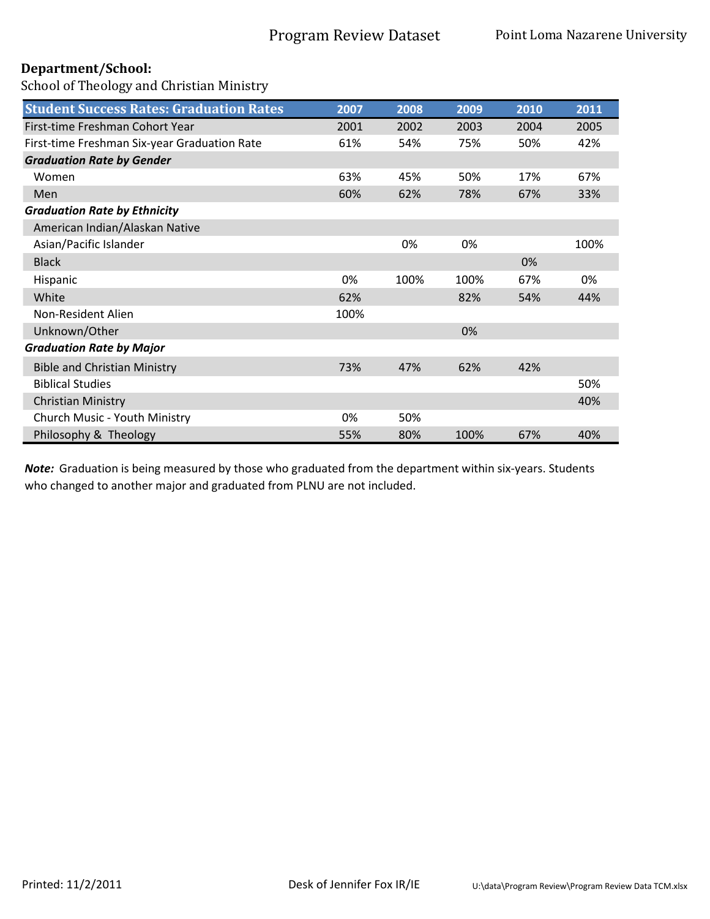**Department/School:**

School of Theology and Christian Ministry

| Student Success Rates: Graduation Rates | 2007 | 2008 | 2009 | 2010 | 2011 |
|---|---|---|---|---|---|
| First-time Freshman Cohort Year | 2001 | 2002 | 2003 | 2004 | 2005 |
| First-time Freshman Six-year Graduation Rate | 61% | 54% | 75% | 50% | 42% |
| ***Graduation Rate by Gender*** | | | | | |
| Women | 63% | 45% | 50% | 17% | 67% |
| Men | 60% | 62% | 78% | 67% | 33% |
| ***Graduation Rate by Ethnicity*** | | | | | |
| American Indian/Alaskan Native | | | | | |
| Asian/Pacific Islander | | 0% | 0% | | 100% |
| Black | | | | 0% | |
| Hispanic | 0% | 100% | 100% | 67% | 0% |
| White | 62% | | 82% | 54% | 44% |
| Non-Resident Alien | 100% | | | | |
| Unknown/Other | | | 0% | | |
| ***Graduation Rate by Major*** | | | | | |
| Bible and Christian Ministry | 73% | 47% | 62% | 42% | |
| Biblical Studies | | | | | 50% |
| Christian Ministry | | | | | 40% |
| Church Music - Youth Ministry | 0% | 50% | | | |
| Philosophy & Theology | 55% | 80% | 100% | 67% | 40% |

***Note:*** Graduation is being measured by those who graduated from the department within six-years. Students who changed to another major and graduated from PLNU are not included.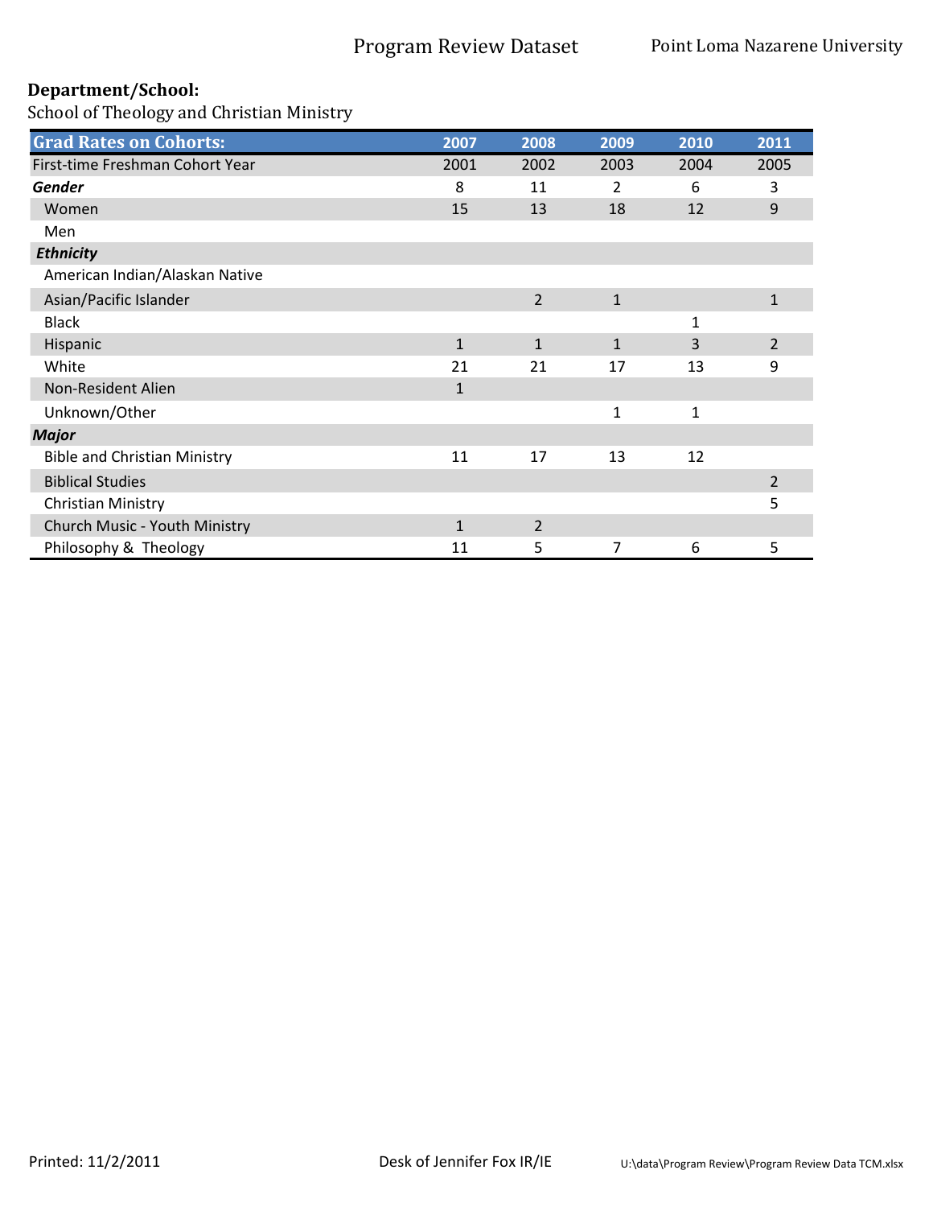**Department/School:**

School of Theology and Christian Ministry

| Grad Rates on Cohorts: | 2007 | 2008 | 2009 | 2010 | 2011 |
|---|---|---|---|---|---|
| First-time Freshman Cohort Year | 2001 | 2002 | 2003 | 2004 | 2005 |
| ***Gender*** | 8 | 11 | 2 | 6 | 3 |
| Women | 15 | 13 | 18 | 12 | 9 |
| Men | | | | | |
| ***Ethnicity*** | | | | | |
| American Indian/Alaskan Native | | | | | |
| Asian/Pacific Islander | | 2 | 1 | | 1 |
| Black | | | | 1 | |
| Hispanic | 1 | 1 | 1 | 3 | 2 |
| White | 21 | 21 | 17 | 13 | 9 |
| Non-Resident Alien | 1 | | | | |
| Unknown/Other | | | 1 | 1 | |
| ***Major*** | | | | | |
| Bible and Christian Ministry | 11 | 17 | 13 | 12 | |
| Biblical Studies | | | | | 2 |
| Christian Ministry | | | | | 5 |
| Church Music - Youth Ministry | 1 | 2 | | | |
| Philosophy & Theology | 11 | 5 | 7 | 6 | 5 |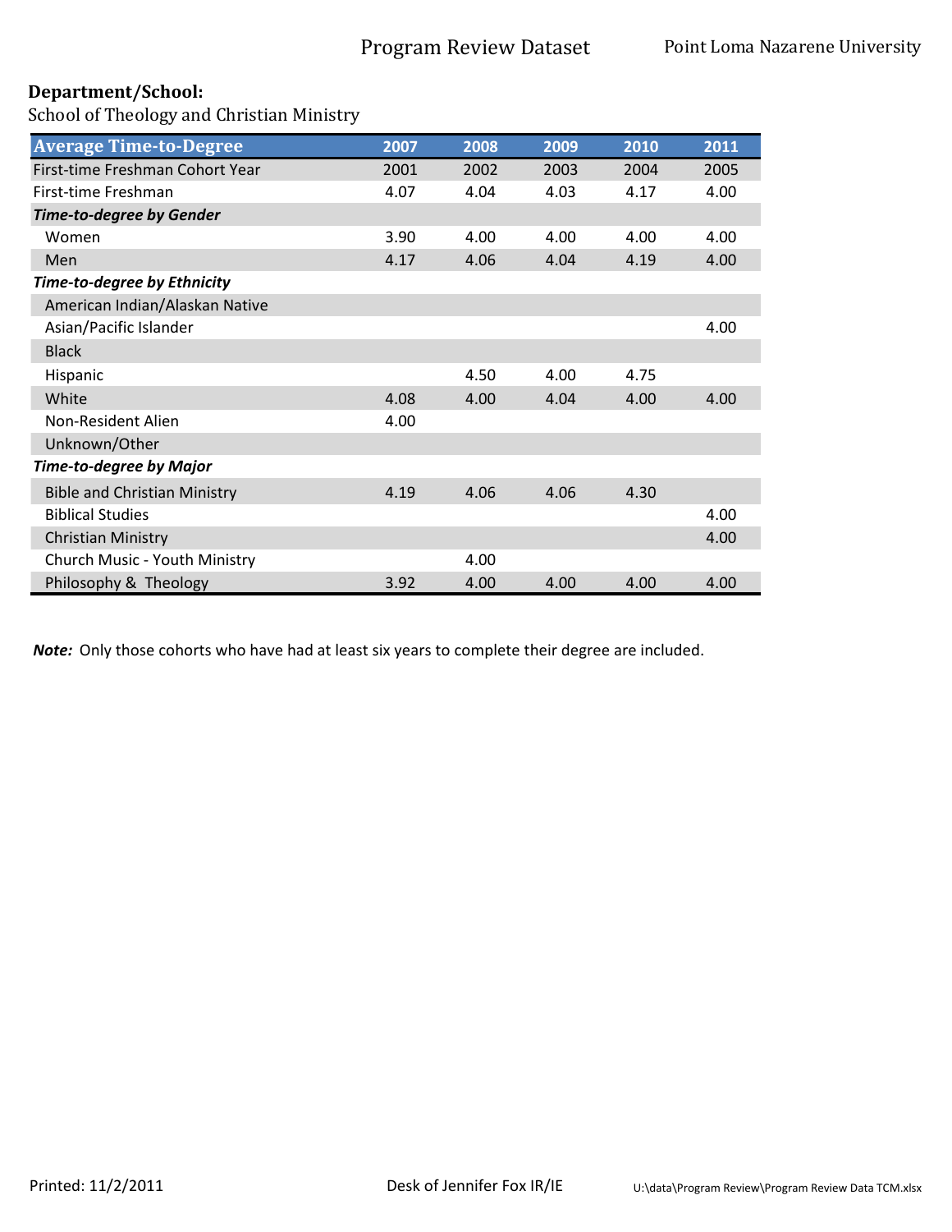**Department/School:**

School of Theology and Christian Ministry

| Average Time-to-Degree | 2007 | 2008 | 2009 | 2010 | 2011 |
|---|---|---|---|---|---|
| First-time Freshman Cohort Year | 2001 | 2002 | 2003 | 2004 | 2005 |
| First-time Freshman | 4.07 | 4.04 | 4.03 | 4.17 | 4.00 |
| ***Time-to-degree by Gender*** | | | | | |
| Women | 3.90 | 4.00 | 4.00 | 4.00 | 4.00 |
| Men | 4.17 | 4.06 | 4.04 | 4.19 | 4.00 |
| ***Time-to-degree by Ethnicity*** | | | | | |
| American Indian/Alaskan Native | | | | | |
| Asian/Pacific Islander | | | | | 4.00 |
| Black | | | | | |
| Hispanic | | 4.50 | 4.00 | 4.75 | |
| White | 4.08 | 4.00 | 4.04 | 4.00 | 4.00 |
| Non-Resident Alien | 4.00 | | | | |
| Unknown/Other | | | | | |
| ***Time-to-degree by Major*** | | | | | |
| Bible and Christian Ministry | 4.19 | 4.06 | 4.06 | 4.30 | |
| Biblical Studies | | | | | 4.00 |
| Christian Ministry | | | | | 4.00 |
| Church Music - Youth Ministry | | 4.00 | | | |
| Philosophy & Theology | 3.92 | 4.00 | 4.00 | 4.00 | 4.00 |

***Note:*** Only those cohorts who have had at least six years to complete their degree are included.